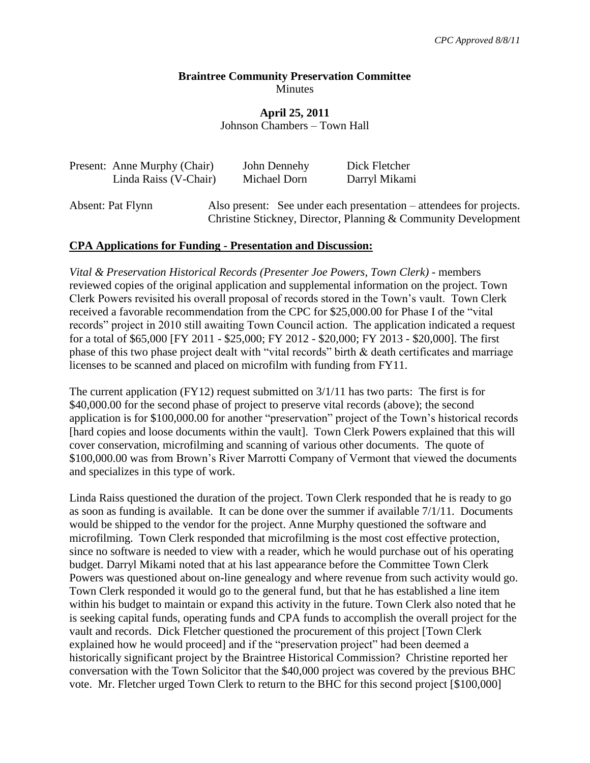*CPC Approved 8/8/11*

**Braintree Community Preservation Committee**
Minutes

**April 25, 2011**
Johnson Chambers – Town Hall

| Present: | Anne Murphy (Chair) | John Dennehy | Dick Fletcher |
|---|---|---|---|
| | Linda Raiss (V-Chair) | Michael Dorn | Darryl Mikami |

Absent: Pat Flynn

Also present: See under each presentation – attendees for projects. Christine Stickney, Director, Planning & Community Development

## CPA Applications for Funding - Presentation and Discussion:

*Vital & Preservation Historical Records (Presenter Joe Powers, Town Clerk)* - members reviewed copies of the original application and supplemental information on the project. Town Clerk Powers revisited his overall proposal of records stored in the Town's vault. Town Clerk received a favorable recommendation from the CPC for $25,000.00 for Phase I of the "vital records" project in 2010 still awaiting Town Council action. The application indicated a request for a total of $65,000 [FY 2011 - $25,000; FY 2012 - $20,000; FY 2013 - $20,000]. The first phase of this two phase project dealt with "vital records" birth & death certificates and marriage licenses to be scanned and placed on microfilm with funding from FY11.

The current application (FY12) request submitted on 3/1/11 has two parts: The first is for $40,000.00 for the second phase of project to preserve vital records (above); the second application is for $100,000.00 for another "preservation" project of the Town's historical records [hard copies and loose documents within the vault]. Town Clerk Powers explained that this will cover conservation, microfilming and scanning of various other documents. The quote of $100,000.00 was from Brown's River Marrotti Company of Vermont that viewed the documents and specializes in this type of work.

Linda Raiss questioned the duration of the project. Town Clerk responded that he is ready to go as soon as funding is available. It can be done over the summer if available 7/1/11. Documents would be shipped to the vendor for the project. Anne Murphy questioned the software and microfilming. Town Clerk responded that microfilming is the most cost effective protection, since no software is needed to view with a reader, which he would purchase out of his operating budget. Darryl Mikami noted that at his last appearance before the Committee Town Clerk Powers was questioned about on-line genealogy and where revenue from such activity would go. Town Clerk responded it would go to the general fund, but that he has established a line item within his budget to maintain or expand this activity in the future. Town Clerk also noted that he is seeking capital funds, operating funds and CPA funds to accomplish the overall project for the vault and records. Dick Fletcher questioned the procurement of this project [Town Clerk explained how he would proceed] and if the "preservation project" had been deemed a historically significant project by the Braintree Historical Commission? Christine reported her conversation with the Town Solicitor that the $40,000 project was covered by the previous BHC vote. Mr. Fletcher urged Town Clerk to return to the BHC for this second project [$100,000]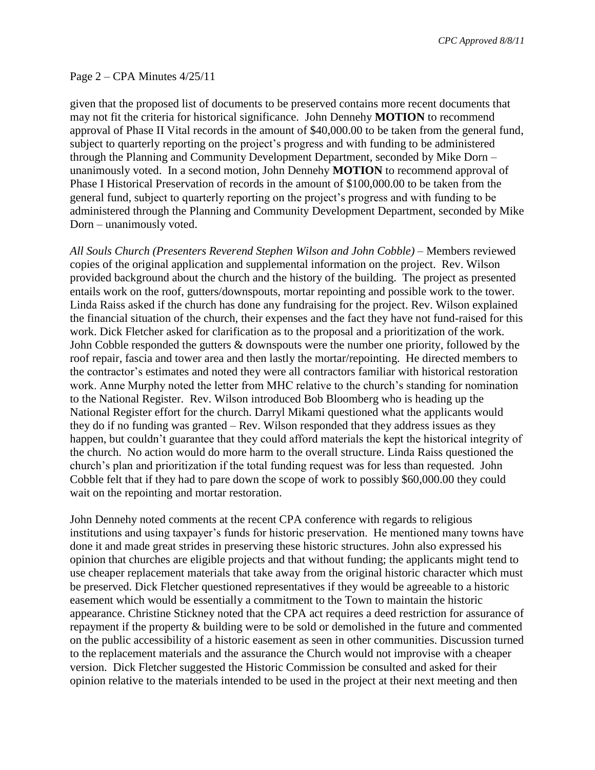given that the proposed list of documents to be preserved contains more recent documents that may not fit the criteria for historical significance. John Dennehy **MOTION** to recommend approval of Phase II Vital records in the amount of $40,000.00 to be taken from the general fund, subject to quarterly reporting on the project's progress and with funding to be administered through the Planning and Community Development Department, seconded by Mike Dorn – unanimously voted. In a second motion, John Dennehy **MOTION** to recommend approval of Phase I Historical Preservation of records in the amount of $100,000.00 to be taken from the general fund, subject to quarterly reporting on the project's progress and with funding to be administered through the Planning and Community Development Department, seconded by Mike Dorn – unanimously voted.

*All Souls Church (Presenters Reverend Stephen Wilson and John Cobble)* – Members reviewed copies of the original application and supplemental information on the project. Rev. Wilson provided background about the church and the history of the building. The project as presented entails work on the roof, gutters/downspouts, mortar repointing and possible work to the tower. Linda Raiss asked if the church has done any fundraising for the project. Rev. Wilson explained the financial situation of the church, their expenses and the fact they have not fund-raised for this work. Dick Fletcher asked for clarification as to the proposal and a prioritization of the work. John Cobble responded the gutters & downspouts were the number one priority, followed by the roof repair, fascia and tower area and then lastly the mortar/repointing. He directed members to the contractor's estimates and noted they were all contractors familiar with historical restoration work. Anne Murphy noted the letter from MHC relative to the church's standing for nomination to the National Register. Rev. Wilson introduced Bob Bloomberg who is heading up the National Register effort for the church. Darryl Mikami questioned what the applicants would they do if no funding was granted – Rev. Wilson responded that they address issues as they happen, but couldn't guarantee that they could afford materials the kept the historical integrity of the church. No action would do more harm to the overall structure. Linda Raiss questioned the church's plan and prioritization if the total funding request was for less than requested. John Cobble felt that if they had to pare down the scope of work to possibly $60,000.00 they could wait on the repointing and mortar restoration.

John Dennehy noted comments at the recent CPA conference with regards to religious institutions and using taxpayer's funds for historic preservation. He mentioned many towns have done it and made great strides in preserving these historic structures. John also expressed his opinion that churches are eligible projects and that without funding; the applicants might tend to use cheaper replacement materials that take away from the original historic character which must be preserved. Dick Fletcher questioned representatives if they would be agreeable to a historic easement which would be essentially a commitment to the Town to maintain the historic appearance. Christine Stickney noted that the CPA act requires a deed restriction for assurance of repayment if the property & building were to be sold or demolished in the future and commented on the public accessibility of a historic easement as seen in other communities. Discussion turned to the replacement materials and the assurance the Church would not improvise with a cheaper version. Dick Fletcher suggested the Historic Commission be consulted and asked for their opinion relative to the materials intended to be used in the project at their next meeting and then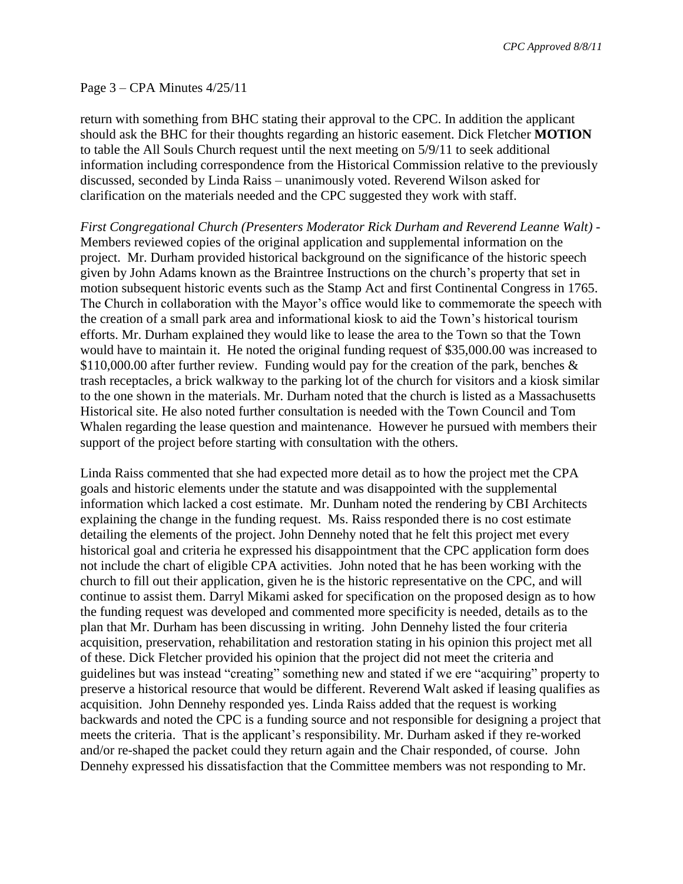return with something from BHC stating their approval to the CPC. In addition the applicant should ask the BHC for their thoughts regarding an historic easement. Dick Fletcher **MOTION** to table the All Souls Church request until the next meeting on 5/9/11 to seek additional information including correspondence from the Historical Commission relative to the previously discussed, seconded by Linda Raiss – unanimously voted. Reverend Wilson asked for clarification on the materials needed and the CPC suggested they work with staff.

*First Congregational Church (Presenters Moderator Rick Durham and Reverend Leanne Walt)* - Members reviewed copies of the original application and supplemental information on the project. Mr. Durham provided historical background on the significance of the historic speech given by John Adams known as the Braintree Instructions on the church's property that set in motion subsequent historic events such as the Stamp Act and first Continental Congress in 1765. The Church in collaboration with the Mayor's office would like to commemorate the speech with the creation of a small park area and informational kiosk to aid the Town's historical tourism efforts. Mr. Durham explained they would like to lease the area to the Town so that the Town would have to maintain it. He noted the original funding request of $35,000.00 was increased to $110,000.00 after further review. Funding would pay for the creation of the park, benches & trash receptacles, a brick walkway to the parking lot of the church for visitors and a kiosk similar to the one shown in the materials. Mr. Durham noted that the church is listed as a Massachusetts Historical site. He also noted further consultation is needed with the Town Council and Tom Whalen regarding the lease question and maintenance. However he pursued with members their support of the project before starting with consultation with the others.

Linda Raiss commented that she had expected more detail as to how the project met the CPA goals and historic elements under the statute and was disappointed with the supplemental information which lacked a cost estimate. Mr. Dunham noted the rendering by CBI Architects explaining the change in the funding request. Ms. Raiss responded there is no cost estimate detailing the elements of the project. John Dennehy noted that he felt this project met every historical goal and criteria he expressed his disappointment that the CPC application form does not include the chart of eligible CPA activities. John noted that he has been working with the church to fill out their application, given he is the historic representative on the CPC, and will continue to assist them. Darryl Mikami asked for specification on the proposed design as to how the funding request was developed and commented more specificity is needed, details as to the plan that Mr. Durham has been discussing in writing. John Dennehy listed the four criteria acquisition, preservation, rehabilitation and restoration stating in his opinion this project met all of these. Dick Fletcher provided his opinion that the project did not meet the criteria and guidelines but was instead "creating" something new and stated if we ere "acquiring" property to preserve a historical resource that would be different. Reverend Walt asked if leasing qualifies as acquisition. John Dennehy responded yes. Linda Raiss added that the request is working backwards and noted the CPC is a funding source and not responsible for designing a project that meets the criteria. That is the applicant's responsibility. Mr. Durham asked if they re-worked and/or re-shaped the packet could they return again and the Chair responded, of course. John Dennehy expressed his dissatisfaction that the Committee members was not responding to Mr.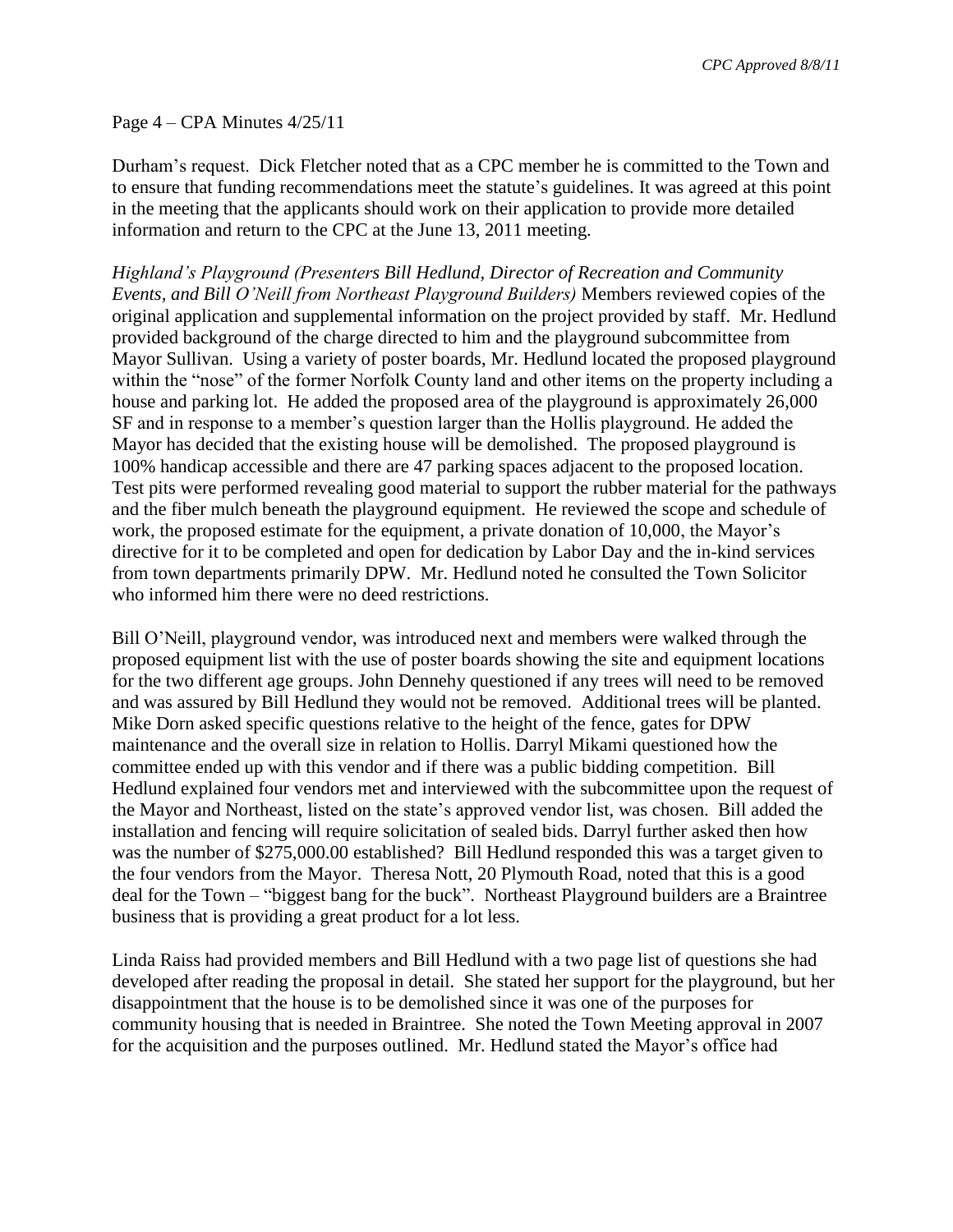Durham's request. Dick Fletcher noted that as a CPC member he is committed to the Town and to ensure that funding recommendations meet the statute's guidelines. It was agreed at this point in the meeting that the applicants should work on their application to provide more detailed information and return to the CPC at the June 13, 2011 meeting.

*Highland's Playground (Presenters Bill Hedlund, Director of Recreation and Community Events, and Bill O'Neill from Northeast Playground Builders)* Members reviewed copies of the original application and supplemental information on the project provided by staff. Mr. Hedlund provided background of the charge directed to him and the playground subcommittee from Mayor Sullivan. Using a variety of poster boards, Mr. Hedlund located the proposed playground within the "nose" of the former Norfolk County land and other items on the property including a house and parking lot. He added the proposed area of the playground is approximately 26,000 SF and in response to a member's question larger than the Hollis playground. He added the Mayor has decided that the existing house will be demolished. The proposed playground is 100% handicap accessible and there are 47 parking spaces adjacent to the proposed location. Test pits were performed revealing good material to support the rubber material for the pathways and the fiber mulch beneath the playground equipment. He reviewed the scope and schedule of work, the proposed estimate for the equipment, a private donation of 10,000, the Mayor's directive for it to be completed and open for dedication by Labor Day and the in-kind services from town departments primarily DPW. Mr. Hedlund noted he consulted the Town Solicitor who informed him there were no deed restrictions.

Bill O'Neill, playground vendor, was introduced next and members were walked through the proposed equipment list with the use of poster boards showing the site and equipment locations for the two different age groups. John Dennehy questioned if any trees will need to be removed and was assured by Bill Hedlund they would not be removed. Additional trees will be planted. Mike Dorn asked specific questions relative to the height of the fence, gates for DPW maintenance and the overall size in relation to Hollis. Darryl Mikami questioned how the committee ended up with this vendor and if there was a public bidding competition. Bill Hedlund explained four vendors met and interviewed with the subcommittee upon the request of the Mayor and Northeast, listed on the state's approved vendor list, was chosen. Bill added the installation and fencing will require solicitation of sealed bids. Darryl further asked then how was the number of $275,000.00 established? Bill Hedlund responded this was a target given to the four vendors from the Mayor. Theresa Nott, 20 Plymouth Road, noted that this is a good deal for the Town – "biggest bang for the buck". Northeast Playground builders are a Braintree business that is providing a great product for a lot less.

Linda Raiss had provided members and Bill Hedlund with a two page list of questions she had developed after reading the proposal in detail. She stated her support for the playground, but her disappointment that the house is to be demolished since it was one of the purposes for community housing that is needed in Braintree. She noted the Town Meeting approval in 2007 for the acquisition and the purposes outlined. Mr. Hedlund stated the Mayor's office had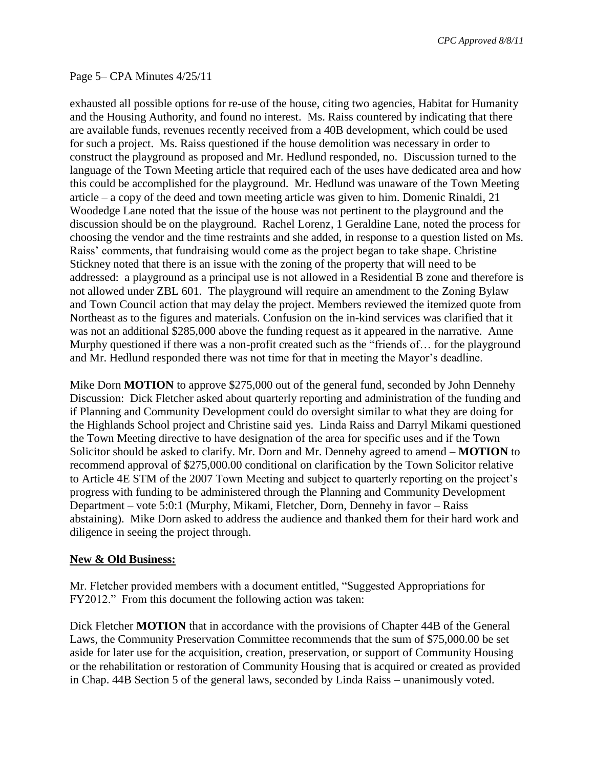exhausted all possible options for re-use of the house, citing two agencies, Habitat for Humanity and the Housing Authority, and found no interest. Ms. Raiss countered by indicating that there are available funds, revenues recently received from a 40B development, which could be used for such a project. Ms. Raiss questioned if the house demolition was necessary in order to construct the playground as proposed and Mr. Hedlund responded, no. Discussion turned to the language of the Town Meeting article that required each of the uses have dedicated area and how this could be accomplished for the playground. Mr. Hedlund was unaware of the Town Meeting article – a copy of the deed and town meeting article was given to him. Domenic Rinaldi, 21 Woodedge Lane noted that the issue of the house was not pertinent to the playground and the discussion should be on the playground. Rachel Lorenz, 1 Geraldine Lane, noted the process for choosing the vendor and the time restraints and she added, in response to a question listed on Ms. Raiss' comments, that fundraising would come as the project began to take shape. Christine Stickney noted that there is an issue with the zoning of the property that will need to be addressed: a playground as a principal use is not allowed in a Residential B zone and therefore is not allowed under ZBL 601. The playground will require an amendment to the Zoning Bylaw and Town Council action that may delay the project. Members reviewed the itemized quote from Northeast as to the figures and materials. Confusion on the in-kind services was clarified that it was not an additional $285,000 above the funding request as it appeared in the narrative. Anne Murphy questioned if there was a non-profit created such as the "friends of… for the playground and Mr. Hedlund responded there was not time for that in meeting the Mayor's deadline.

Mike Dorn **MOTION** to approve $275,000 out of the general fund, seconded by John Dennehy Discussion: Dick Fletcher asked about quarterly reporting and administration of the funding and if Planning and Community Development could do oversight similar to what they are doing for the Highlands School project and Christine said yes. Linda Raiss and Darryl Mikami questioned the Town Meeting directive to have designation of the area for specific uses and if the Town Solicitor should be asked to clarify. Mr. Dorn and Mr. Dennehy agreed to amend – **MOTION** to recommend approval of $275,000.00 conditional on clarification by the Town Solicitor relative to Article 4E STM of the 2007 Town Meeting and subject to quarterly reporting on the project's progress with funding to be administered through the Planning and Community Development Department – vote 5:0:1 (Murphy, Mikami, Fletcher, Dorn, Dennehy in favor – Raiss abstaining). Mike Dorn asked to address the audience and thanked them for their hard work and diligence in seeing the project through.

**New & Old Business:**

Mr. Fletcher provided members with a document entitled, "Suggested Appropriations for FY2012." From this document the following action was taken:

Dick Fletcher **MOTION** that in accordance with the provisions of Chapter 44B of the General Laws, the Community Preservation Committee recommends that the sum of $75,000.00 be set aside for later use for the acquisition, creation, preservation, or support of Community Housing or the rehabilitation or restoration of Community Housing that is acquired or created as provided in Chap. 44B Section 5 of the general laws, seconded by Linda Raiss – unanimously voted.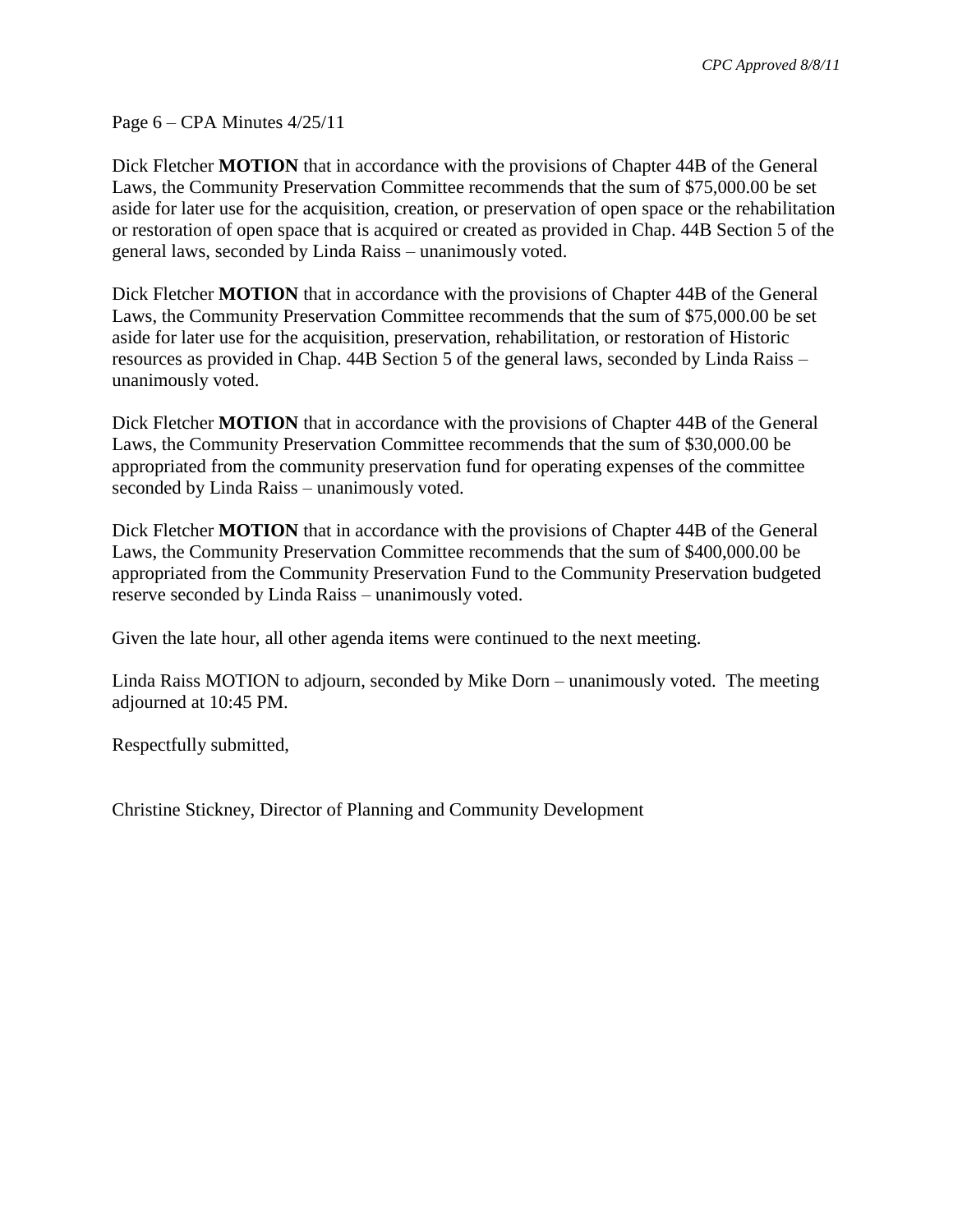Page 6 – CPA Minutes 4/25/11

Dick Fletcher **MOTION** that in accordance with the provisions of Chapter 44B of the General Laws, the Community Preservation Committee recommends that the sum of $75,000.00 be set aside for later use for the acquisition, creation, or preservation of open space or the rehabilitation or restoration of open space that is acquired or created as provided in Chap. 44B Section 5 of the general laws, seconded by Linda Raiss – unanimously voted.

Dick Fletcher **MOTION** that in accordance with the provisions of Chapter 44B of the General Laws, the Community Preservation Committee recommends that the sum of $75,000.00 be set aside for later use for the acquisition, preservation, rehabilitation, or restoration of Historic resources as provided in Chap. 44B Section 5 of the general laws, seconded by Linda Raiss – unanimously voted.

Dick Fletcher **MOTION** that in accordance with the provisions of Chapter 44B of the General Laws, the Community Preservation Committee recommends that the sum of $30,000.00 be appropriated from the community preservation fund for operating expenses of the committee seconded by Linda Raiss – unanimously voted.

Dick Fletcher **MOTION** that in accordance with the provisions of Chapter 44B of the General Laws, the Community Preservation Committee recommends that the sum of $400,000.00 be appropriated from the Community Preservation Fund to the Community Preservation budgeted reserve seconded by Linda Raiss – unanimously voted.

Given the late hour, all other agenda items were continued to the next meeting.

Linda Raiss MOTION to adjourn, seconded by Mike Dorn – unanimously voted. The meeting adjourned at 10:45 PM.

Respectfully submitted,

Christine Stickney, Director of Planning and Community Development